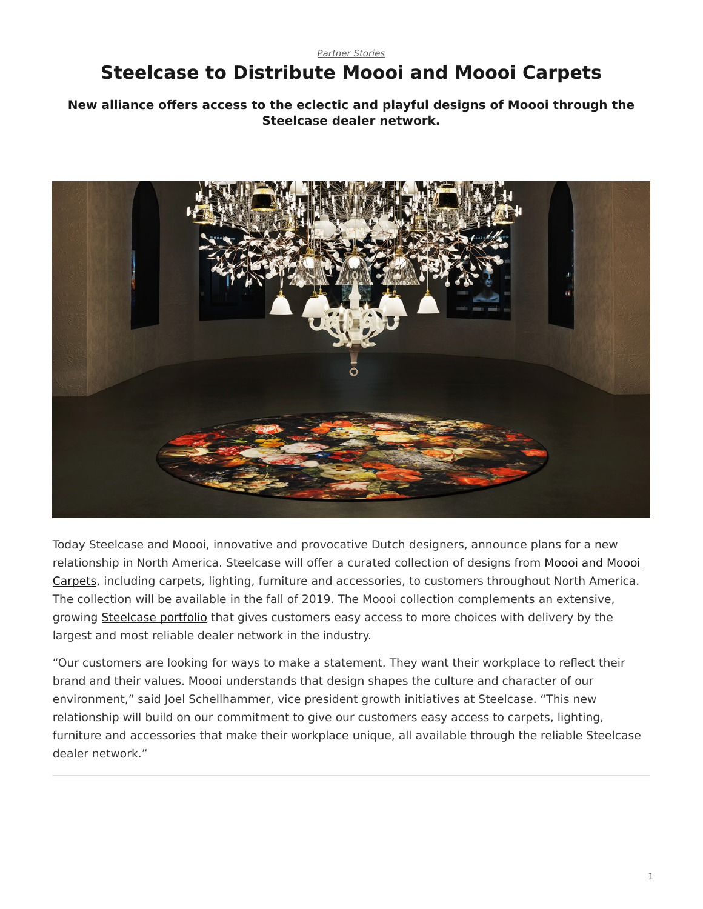*Partner Stories*

# Steelcase to Distribute Moooi and Moooi Carpets

**New alliance offers access to the eclectic and playful designs of Moooi through the Steelcase dealer network.**

Today Steelcase and Moooi, innovative and provocative Dutch designers, announce plans for a new relationship in North America. Steelcase will offer a curated collection of designs from Moooi and Moooi Carpets, including carpets, lighting, furniture and accessories, to customers throughout North America. The collection will be available in the fall of 2019. The Moooi collection complements an extensive, growing Steelcase portfolio that gives customers easy access to more choices with delivery by the largest and most reliable dealer network in the industry.

"Our customers are looking for ways to make a statement. They want their workplace to reflect their brand and their values. Moooi understands that design shapes the culture and character of our environment," said Joel Schellhammer, vice president growth initiatives at Steelcase. "This new relationship will build on our commitment to give our customers easy access to carpets, lighting, furniture and accessories that make their workplace unique, all available through the reliable Steelcase dealer network."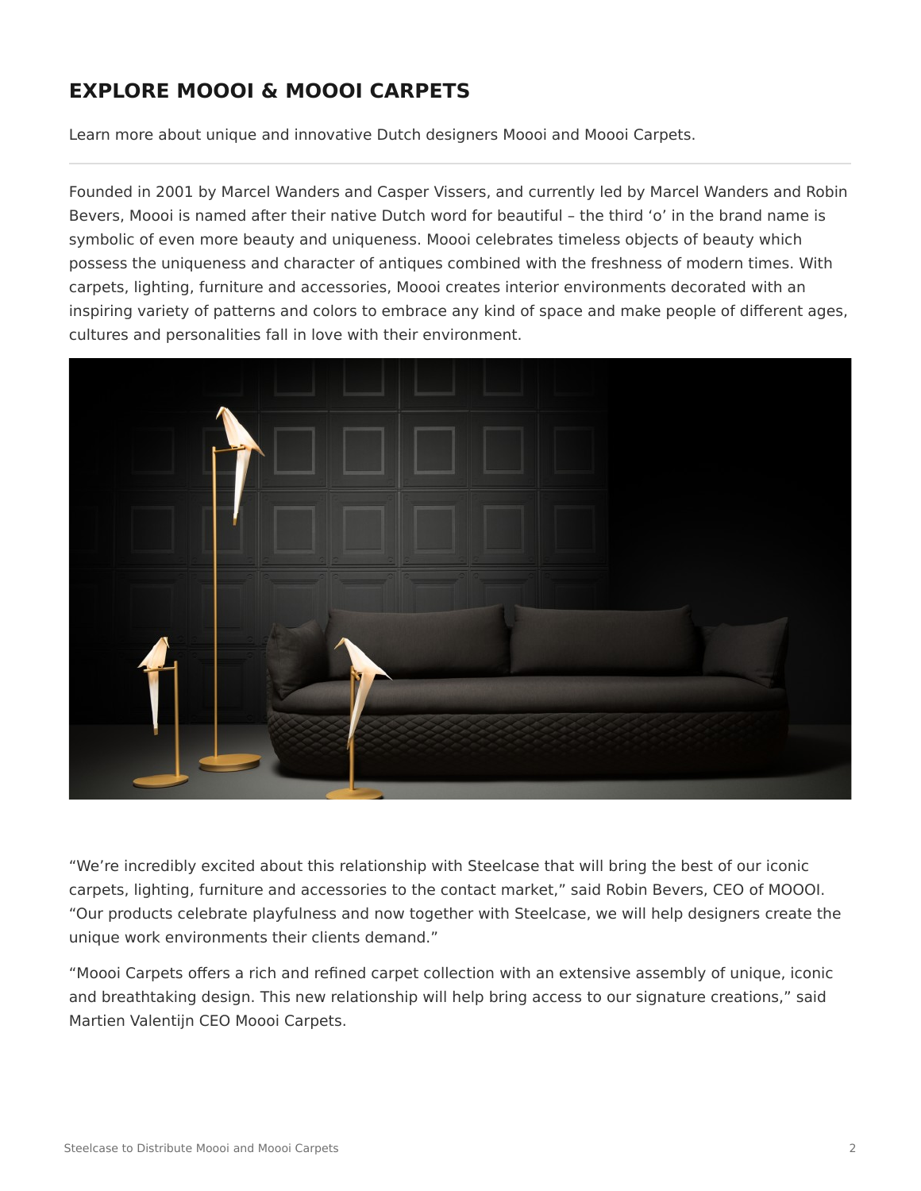## EXPLORE MOOOI & MOOOI CARPETS

Learn more about unique and innovative Dutch designers Moooi and Moooi Carpets.

---

Founded in 2001 by Marcel Wanders and Casper Vissers, and currently led by Marcel Wanders and Robin Bevers, Moooi is named after their native Dutch word for beautiful – the third 'o' in the brand name is symbolic of even more beauty and uniqueness. Moooi celebrates timeless objects of beauty which possess the uniqueness and character of antiques combined with the freshness of modern times. With carpets, lighting, furniture and accessories, Moooi creates interior environments decorated with an inspiring variety of patterns and colors to embrace any kind of space and make people of different ages, cultures and personalities fall in love with their environment.

"We're incredibly excited about this relationship with Steelcase that will bring the best of our iconic carpets, lighting, furniture and accessories to the contact market," said Robin Bevers, CEO of MOOOI. "Our products celebrate playfulness and now together with Steelcase, we will help designers create the unique work environments their clients demand."

"Moooi Carpets offers a rich and refined carpet collection with an extensive assembly of unique, iconic and breathtaking design. This new relationship will help bring access to our signature creations," said Martien Valentijn CEO Moooi Carpets.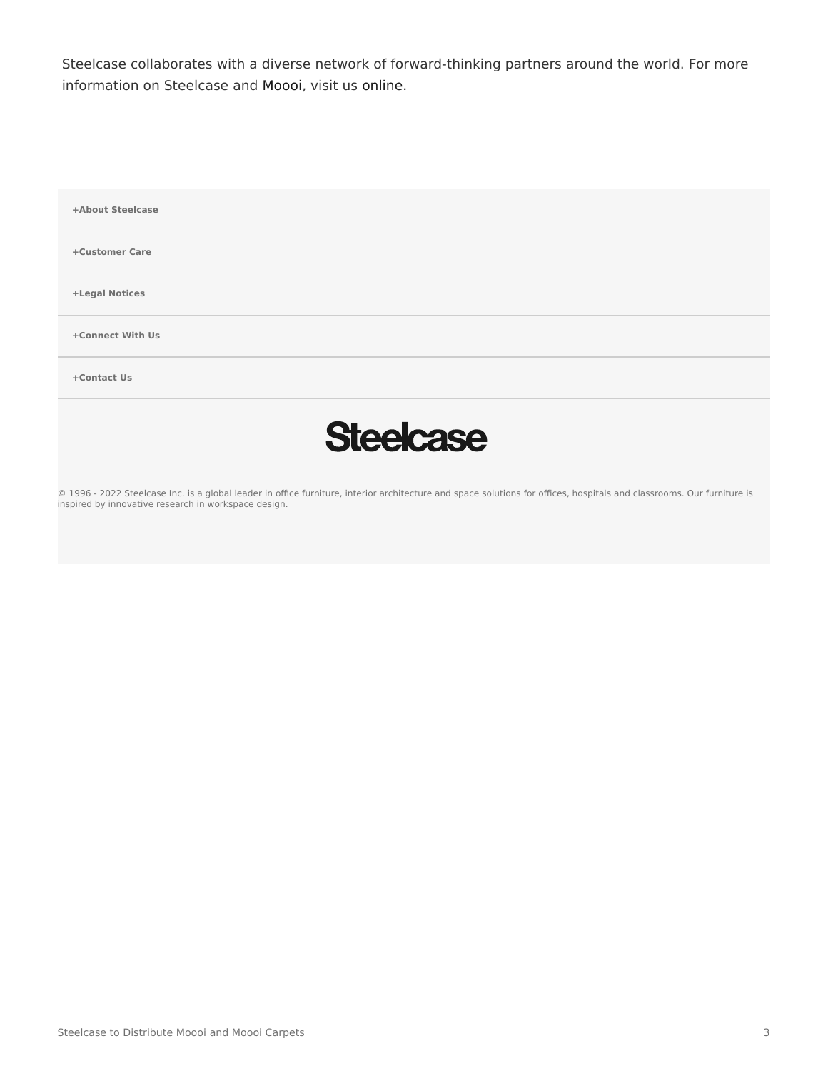Steelcase collaborates with a diverse network of forward-thinking partners around the world. For more information on Steelcase and Moooi, visit us online.

**+About Steelcase**

**+Customer Care**

**+Legal Notices**

**+Connect With Us**

**+Contact Us**

Steelcase

© 1996 - 2022 Steelcase Inc. is a global leader in office furniture, interior architecture and space solutions for offices, hospitals and classrooms. Our furniture is inspired by innovative research in workspace design.